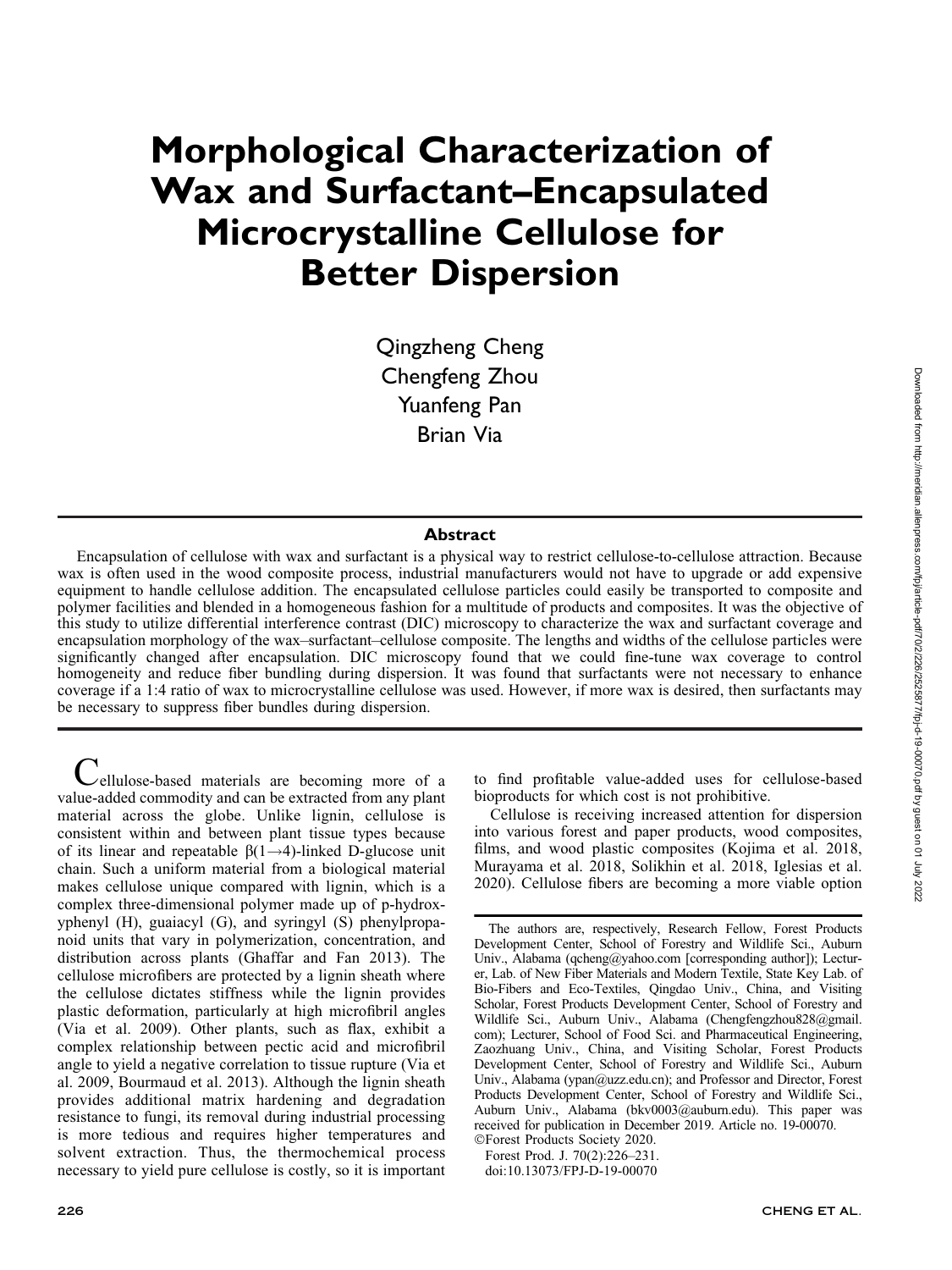# Morphological Characterization of Wax and Surfactant–Encapsulated Microcrystalline Cellulose for Better Dispersion

Qingzheng Cheng
Chengfeng Zhou
Yuanfeng Pan
Brian Via

## Abstract

Encapsulation of cellulose with wax and surfactant is a physical way to restrict cellulose-to-cellulose attraction. Because wax is often used in the wood composite process, industrial manufacturers would not have to upgrade or add expensive equipment to handle cellulose addition. The encapsulated cellulose particles could easily be transported to composite and polymer facilities and blended in a homogeneous fashion for a multitude of products and composites. It was the objective of this study to utilize differential interference contrast (DIC) microscopy to characterize the wax and surfactant coverage and encapsulation morphology of the wax–surfactant–cellulose composite. The lengths and widths of the cellulose particles were significantly changed after encapsulation. DIC microscopy found that we could fine-tune wax coverage to control homogeneity and reduce fiber bundling during dispersion. It was found that surfactants were not necessary to enhance coverage if a 1:4 ratio of wax to microcrystalline cellulose was used. However, if more wax is desired, then surfactants may be necessary to suppress fiber bundles during dispersion.

Cellulose-based materials are becoming more of a value-added commodity and can be extracted from any plant material across the globe. Unlike lignin, cellulose is consistent within and between plant tissue types because of its linear and repeatable β(1→4)-linked D-glucose unit chain. Such a uniform material from a biological material makes cellulose unique compared with lignin, which is a complex three-dimensional polymer made up of p-hydroxyphenyl (H), guaiacyl (G), and syringyl (S) phenylpropanoid units that vary in polymerization, concentration, and distribution across plants (Ghaffar and Fan 2013). The cellulose microfibers are protected by a lignin sheath where the cellulose dictates stiffness while the lignin provides plastic deformation, particularly at high microfibril angles (Via et al. 2009). Other plants, such as flax, exhibit a complex relationship between pectic acid and microfibril angle to yield a negative correlation to tissue rupture (Via et al. 2009, Bourmaud et al. 2013). Although the lignin sheath provides additional matrix hardening and degradation resistance to fungi, its removal during industrial processing is more tedious and requires higher temperatures and solvent extraction. Thus, the thermochemical process necessary to yield pure cellulose is costly, so it is important to find profitable value-added uses for cellulose-based bioproducts for which cost is not prohibitive.

Cellulose is receiving increased attention for dispersion into various forest and paper products, wood composites, films, and wood plastic composites (Kojima et al. 2018, Murayama et al. 2018, Solikhin et al. 2018, Iglesias et al. 2020). Cellulose fibers are becoming a more viable option

The authors are, respectively, Research Fellow, Forest Products Development Center, School of Forestry and Wildlife Sci., Auburn Univ., Alabama (qcheng@yahoo.com [corresponding author]); Lecturer, Lab. of New Fiber Materials and Modern Textile, State Key Lab. of Bio-Fibers and Eco-Textiles, Qingdao Univ., China, and Visiting Scholar, Forest Products Development Center, School of Forestry and Wildlife Sci., Auburn Univ., Alabama (Chengfengzhou828@gmail.com); Lecturer, School of Food Sci. and Pharmaceutical Engineering, Zaozhuang Univ., China, and Visiting Scholar, Forest Products Development Center, School of Forestry and Wildlife Sci., Auburn Univ., Alabama (ypan@uzz.edu.cn); and Professor and Director, Forest Products Development Center, School of Forestry and Wildlife Sci., Auburn Univ., Alabama (bkv0003@auburn.edu). This paper was received for publication in December 2019. Article no. 19-00070.
©Forest Products Society 2020.
Forest Prod. J. 70(2):226–231.
doi:10.13073/FPJ-D-19-00070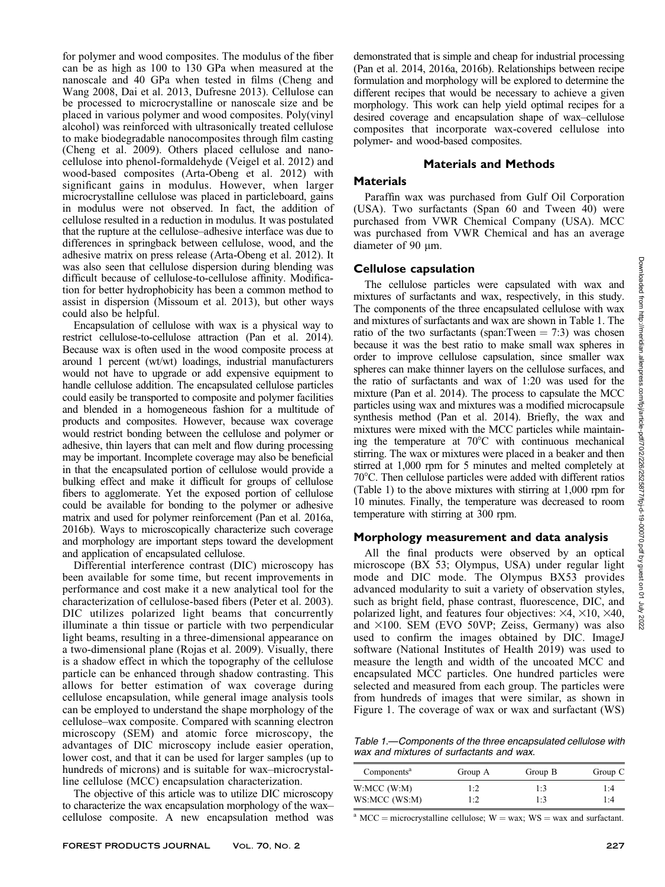for polymer and wood composites. The modulus of the fiber can be as high as 100 to 130 GPa when measured at the nanoscale and 40 GPa when tested in films (Cheng and Wang 2008, Dai et al. 2013, Dufresne 2013). Cellulose can be processed to microcrystalline or nanoscale size and be placed in various polymer and wood composites. Poly(vinyl alcohol) was reinforced with ultrasonically treated cellulose to make biodegradable nanocomposites through film casting (Cheng et al. 2009). Others placed cellulose and nanocellulose into phenol-formaldehyde (Veigel et al. 2012) and wood-based composites (Arta-Obeng et al. 2012) with significant gains in modulus. However, when larger microcrystalline cellulose was placed in particleboard, gains in modulus were not observed. In fact, the addition of cellulose resulted in a reduction in modulus. It was postulated that the rupture at the cellulose–adhesive interface was due to differences in springback between cellulose, wood, and the adhesive matrix on press release (Arta-Obeng et al. 2012). It was also seen that cellulose dispersion during blending was difficult because of cellulose-to-cellulose affinity. Modification for better hydrophobicity has been a common method to assist in dispersion (Missoum et al. 2013), but other ways could also be helpful.

Encapsulation of cellulose with wax is a physical way to restrict cellulose-to-cellulose attraction (Pan et al. 2014). Because wax is often used in the wood composite process at around 1 percent (wt/wt) loadings, industrial manufacturers would not have to upgrade or add expensive equipment to handle cellulose addition. The encapsulated cellulose particles could easily be transported to composite and polymer facilities and blended in a homogeneous fashion for a multitude of products and composites. However, because wax coverage would restrict bonding between the cellulose and polymer or adhesive, thin layers that can melt and flow during processing may be important. Incomplete coverage may also be beneficial in that the encapsulated portion of cellulose would provide a bulking effect and make it difficult for groups of cellulose fibers to agglomerate. Yet the exposed portion of cellulose could be available for bonding to the polymer or adhesive matrix and used for polymer reinforcement (Pan et al. 2016a, 2016b). Ways to microscopically characterize such coverage and morphology are important steps toward the development and application of encapsulated cellulose.

Differential interference contrast (DIC) microscopy has been available for some time, but recent improvements in performance and cost make it a new analytical tool for the characterization of cellulose-based fibers (Peter et al. 2003). DIC utilizes polarized light beams that concurrently illuminate a thin tissue or particle with two perpendicular light beams, resulting in a three-dimensional appearance on a two-dimensional plane (Rojas et al. 2009). Visually, there is a shadow effect in which the topography of the cellulose particle can be enhanced through shadow contrasting. This allows for better estimation of wax coverage during cellulose encapsulation, while general image analysis tools can be employed to understand the shape morphology of the cellulose–wax composite. Compared with scanning electron microscopy (SEM) and atomic force microscopy, the advantages of DIC microscopy include easier operation, lower cost, and that it can be used for larger samples (up to hundreds of microns) and is suitable for wax–microcrystalline cellulose (MCC) encapsulation characterization.

The objective of this article was to utilize DIC microscopy to characterize the wax encapsulation morphology of the wax–cellulose composite. A new encapsulation method was demonstrated that is simple and cheap for industrial processing (Pan et al. 2014, 2016a, 2016b). Relationships between recipe formulation and morphology will be explored to determine the different recipes that would be necessary to achieve a given morphology. This work can help yield optimal recipes for a desired coverage and encapsulation shape of wax–cellulose composites that incorporate wax-covered cellulose into polymer- and wood-based composites.

## Materials and Methods

### Materials

Paraffin wax was purchased from Gulf Oil Corporation (USA). Two surfactants (Span 60 and Tween 40) were purchased from VWR Chemical Company (USA). MCC was purchased from VWR Chemical and has an average diameter of 90 μm.

### Cellulose capsulation

The cellulose particles were capsulated with wax and mixtures of surfactants and wax, respectively, in this study. The components of the three encapsulated cellulose with wax and mixtures of surfactants and wax are shown in Table 1. The ratio of the two surfactants (span:Tween = 7:3) was chosen because it was the best ratio to make small wax spheres in order to improve cellulose capsulation, since smaller wax spheres can make thinner layers on the cellulose surfaces, and the ratio of surfactants and wax of 1:20 was used for the mixture (Pan et al. 2014). The process to capsulate the MCC particles using wax and mixtures was a modified microcapsule synthesis method (Pan et al. 2014). Briefly, the wax and mixtures were mixed with the MCC particles while maintaining the temperature at 70°C with continuous mechanical stirring. The wax or mixtures were placed in a beaker and then stirred at 1,000 rpm for 5 minutes and melted completely at 70°C. Then cellulose particles were added with different ratios (Table 1) to the above mixtures with stirring at 1,000 rpm for 10 minutes. Finally, the temperature was decreased to room temperature with stirring at 300 rpm.

### Morphology measurement and data analysis

All the final products were observed by an optical microscope (BX 53; Olympus, USA) under regular light mode and DIC mode. The Olympus BX53 provides advanced modularity to suit a variety of observation styles, such as bright field, phase contrast, fluorescence, DIC, and polarized light, and features four objectives: ×4, ×10, ×40, and ×100. SEM (EVO 50VP; Zeiss, Germany) was also used to confirm the images obtained by DIC. ImageJ software (National Institutes of Health 2019) was used to measure the length and width of the uncoated MCC and encapsulated MCC particles. One hundred particles were selected and measured from each group. The particles were from hundreds of images that were similar, as shown in Figure 1. The coverage of wax or wax and surfactant (WS)

*Table 1.—Components of the three encapsulated cellulose with wax and mixtures of surfactants and wax.*

| Components[a] | Group A | Group B | Group C |
|---|---|---|---|
| W:MCC (W:M) | 1:2 | 1:3 | 1:4 |
| WS:MCC (WS:M) | 1:2 | 1:3 | 1:4 |

[a] MCC = microcrystalline cellulose; W = wax; WS = wax and surfactant.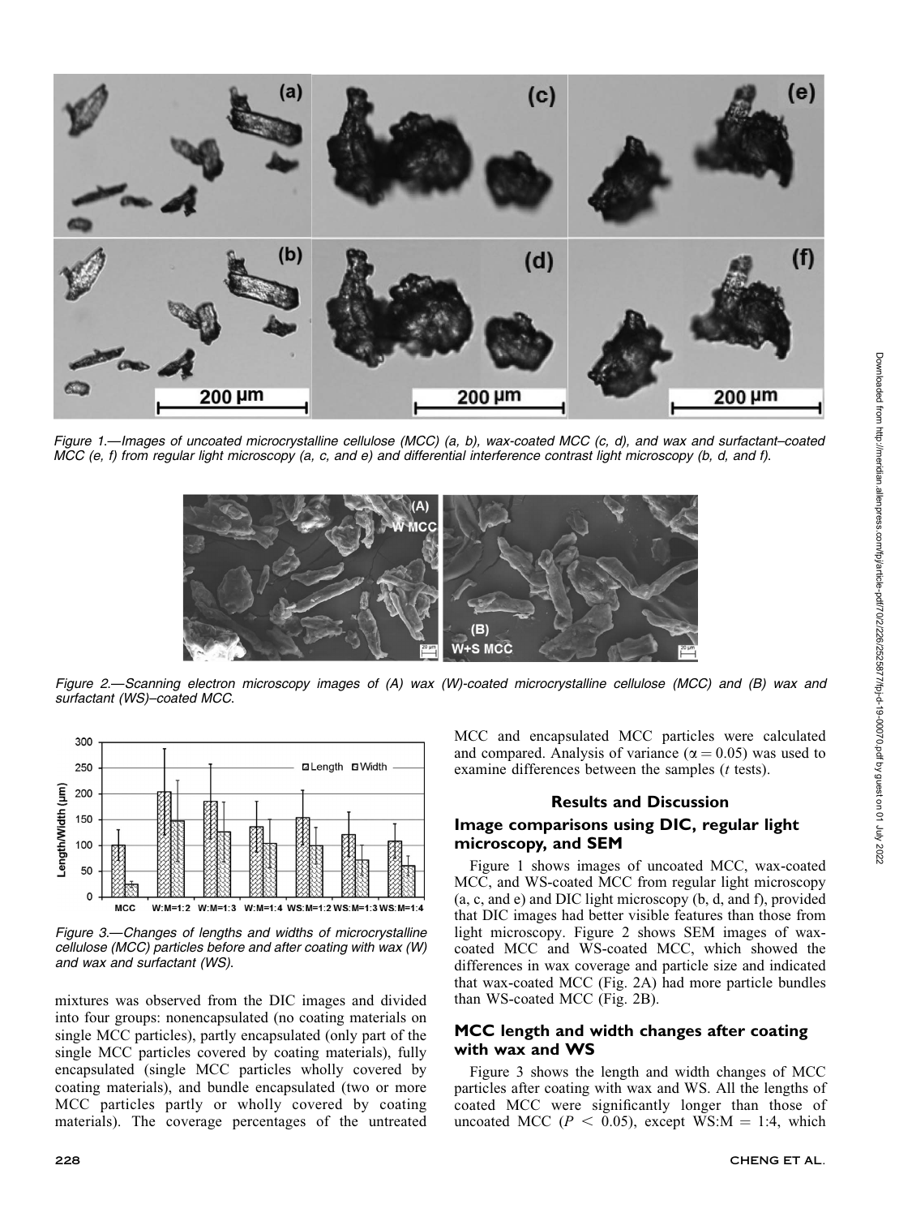Figure 1.—Images of uncoated microcrystalline cellulose (MCC) (a, b), wax-coated MCC (c, d), and wax and surfactant–coated MCC (e, f) from regular light microscopy (a, c, and e) and differential interference contrast light microscopy (b, d, and f).

Figure 2.—Scanning electron microscopy images of (A) wax (W)-coated microcrystalline cellulose (MCC) and (B) wax and surfactant (WS)–coated MCC.

Figure 3.—Changes of lengths and widths of microcrystalline cellulose (MCC) particles before and after coating with wax (W) and wax and surfactant (WS).

mixtures was observed from the DIC images and divided into four groups: nonencapsulated (no coating materials on single MCC particles), partly encapsulated (only part of the single MCC particles covered by coating materials), fully encapsulated (single MCC particles wholly covered by coating materials), and bundle encapsulated (two or more MCC particles partly or wholly covered by coating materials). The coverage percentages of the untreated MCC and encapsulated MCC particles were calculated and compared. Analysis of variance ($\alpha = 0.05$) was used to examine differences between the samples (*t* tests).

## Results and Discussion

### Image comparisons using DIC, regular light microscopy, and SEM

Figure 1 shows images of uncoated MCC, wax-coated MCC, and WS-coated MCC from regular light microscopy (a, c, and e) and DIC light microscopy (b, d, and f), provided that DIC images had better visible features than those from light microscopy. Figure 2 shows SEM images of wax-coated MCC and WS-coated MCC, which showed the differences in wax coverage and particle size and indicated that wax-coated MCC (Fig. 2A) had more particle bundles than WS-coated MCC (Fig. 2B).

### MCC length and width changes after coating with wax and WS

Figure 3 shows the length and width changes of MCC particles after coating with wax and WS. All the lengths of coated MCC were significantly longer than those of uncoated MCC ($P < 0.05$), except WS:M = 1:4, which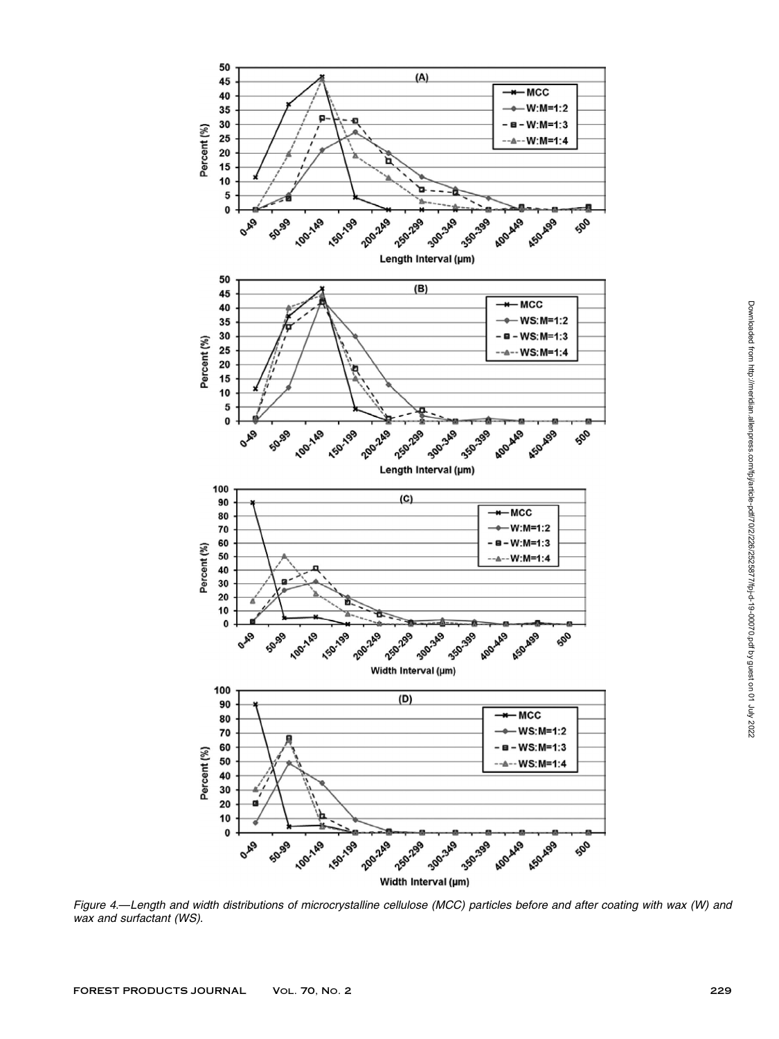Figure 4.—Length and width distributions of microcrystalline cellulose (MCC) particles before and after coating with wax (W) and wax and surfactant (WS).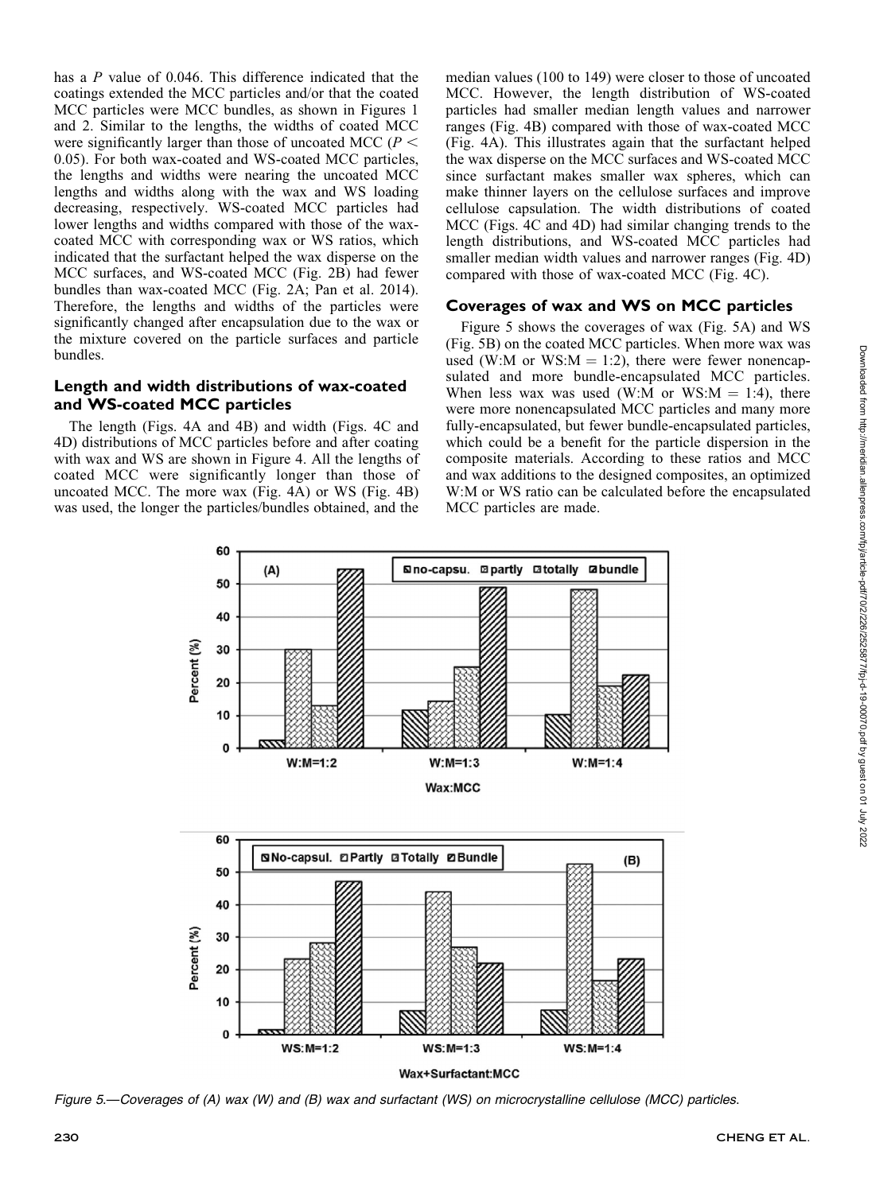has a $P$ value of 0.046. This difference indicated that the coatings extended the MCC particles and/or that the coated MCC particles were MCC bundles, as shown in Figures 1 and 2. Similar to the lengths, the widths of coated MCC were significantly larger than those of uncoated MCC ($P < 0.05$). For both wax-coated and WS-coated MCC particles, the lengths and widths were nearing the uncoated MCC lengths and widths along with the wax and WS loading decreasing, respectively. WS-coated MCC particles had lower lengths and widths compared with those of the wax-coated MCC with corresponding wax or WS ratios, which indicated that the surfactant helped the wax disperse on the MCC surfaces, and WS-coated MCC (Fig. 2B) had fewer bundles than wax-coated MCC (Fig. 2A; Pan et al. 2014). Therefore, the lengths and widths of the particles were significantly changed after encapsulation due to the wax or the mixture covered on the particle surfaces and particle bundles.

## Length and width distributions of wax-coated and WS-coated MCC particles

The length (Figs. 4A and 4B) and width (Figs. 4C and 4D) distributions of MCC particles before and after coating with wax and WS are shown in Figure 4. All the lengths of coated MCC were significantly longer than those of uncoated MCC. The more wax (Fig. 4A) or WS (Fig. 4B) was used, the longer the particles/bundles obtained, and the median values (100 to 149) were closer to those of uncoated MCC. However, the length distribution of WS-coated particles had smaller median length values and narrower ranges (Fig. 4B) compared with those of wax-coated MCC (Fig. 4A). This illustrates again that the surfactant helped the wax disperse on the MCC surfaces and WS-coated MCC since surfactant makes smaller wax spheres, which can make thinner layers on the cellulose surfaces and improve cellulose capsulation. The width distributions of coated MCC (Figs. 4C and 4D) had similar changing trends to the length distributions, and WS-coated MCC particles had smaller median width values and narrower ranges (Fig. 4D) compared with those of wax-coated MCC (Fig. 4C).

## Coverages of wax and WS on MCC particles

Figure 5 shows the coverages of wax (Fig. 5A) and WS (Fig. 5B) on the coated MCC particles. When more wax was used (W:M or WS:M = 1:2), there were fewer nonencapsulated and more bundle-encapsulated MCC particles. When less wax was used (W:M or WS:M = 1:4), there were more nonencapsulated MCC particles and many more fully-encapsulated, but fewer bundle-encapsulated particles, which could be a benefit for the particle dispersion in the composite materials. According to these ratios and MCC and wax additions to the designed composites, an optimized W:M or WS ratio can be calculated before the encapsulated MCC particles are made.

*Figure 5.—Coverages of (A) wax (W) and (B) wax and surfactant (WS) on microcrystalline cellulose (MCC) particles.*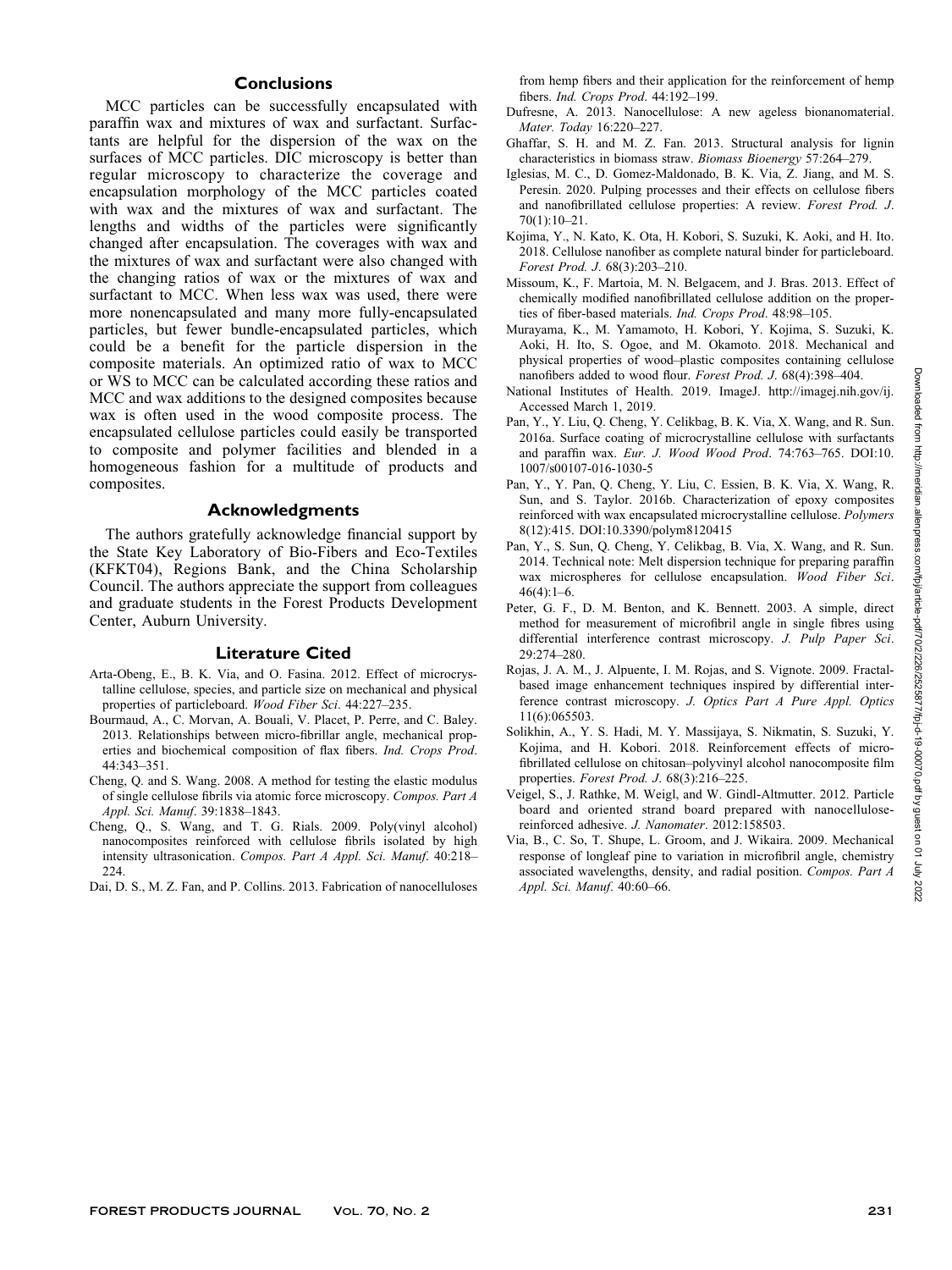## Conclusions

MCC particles can be successfully encapsulated with paraffin wax and mixtures of wax and surfactant. Surfactants are helpful for the dispersion of the wax on the surfaces of MCC particles. DIC microscopy is better than regular microscopy to characterize the coverage and encapsulation morphology of the MCC particles coated with wax and the mixtures of wax and surfactant. The lengths and widths of the particles were significantly changed after encapsulation. The coverages with wax and the mixtures of wax and surfactant were also changed with the changing ratios of wax or the mixtures of wax and surfactant to MCC. When less wax was used, there were more nonencapsulated and many more fully-encapsulated particles, but fewer bundle-encapsulated particles, which could be a benefit for the particle dispersion in the composite materials. An optimized ratio of wax to MCC or WS to MCC can be calculated according these ratios and MCC and wax additions to the designed composites because wax is often used in the wood composite process. The encapsulated cellulose particles could easily be transported to composite and polymer facilities and blended in a homogeneous fashion for a multitude of products and composites.

## Acknowledgments

The authors gratefully acknowledge financial support by the State Key Laboratory of Bio-Fibers and Eco-Textiles (KFKT04), Regions Bank, and the China Scholarship Council. The authors appreciate the support from colleagues and graduate students in the Forest Products Development Center, Auburn University.

## Literature Cited

Arta-Obeng, E., B. K. Via, and O. Fasina. 2012. Effect of microcrystalline cellulose, species, and particle size on mechanical and physical properties of particleboard. *Wood Fiber Sci*. 44:227–235.

Bourmaud, A., C. Morvan, A. Bouali, V. Placet, P. Perre, and C. Baley. 2013. Relationships between micro-fibrillar angle, mechanical properties and biochemical composition of flax fibers. *Ind. Crops Prod*. 44:343–351.

Cheng, Q. and S. Wang. 2008. A method for testing the elastic modulus of single cellulose fibrils via atomic force microscopy. *Compos. Part A Appl. Sci. Manuf*. 39:1838–1843.

Cheng, Q., S. Wang, and T. G. Rials. 2009. Poly(vinyl alcohol) nanocomposites reinforced with cellulose fibrils isolated by high intensity ultrasonication. *Compos. Part A Appl. Sci. Manuf*. 40:218–224.

Dai, D. S., M. Z. Fan, and P. Collins. 2013. Fabrication of nanocelluloses from hemp fibers and their application for the reinforcement of hemp fibers. *Ind. Crops Prod*. 44:192–199.

Dufresne, A. 2013. Nanocellulose: A new ageless bionanomaterial. *Mater. Today* 16:220–227.

Ghaffar, S. H. and M. Z. Fan. 2013. Structural analysis for lignin characteristics in biomass straw. *Biomass Bioenergy* 57:264–279.

Iglesias, M. C., D. Gomez-Maldonado, B. K. Via, Z. Jiang, and M. S. Peresin. 2020. Pulping processes and their effects on cellulose fibers and nanofibrillated cellulose properties: A review. *Forest Prod. J*. 70(1):10–21.

Kojima, Y., N. Kato, K. Ota, H. Kobori, S. Suzuki, K. Aoki, and H. Ito. 2018. Cellulose nanofiber as complete natural binder for particleboard. *Forest Prod. J*. 68(3):203–210.

Missoum, K., F. Martoia, M. N. Belgacem, and J. Bras. 2013. Effect of chemically modified nanofibrillated cellulose addition on the properties of fiber-based materials. *Ind. Crops Prod*. 48:98–105.

Murayama, K., M. Yamamoto, H. Kobori, Y. Kojima, S. Suzuki, K. Aoki, H. Ito, S. Ogoe, and M. Okamoto. 2018. Mechanical and physical properties of wood–plastic composites containing cellulose nanofibers added to wood flour. *Forest Prod. J*. 68(4):398–404.

National Institutes of Health. 2019. ImageJ. http://imagej.nih.gov/ij. Accessed March 1, 2019.

Pan, Y., Y. Liu, Q. Cheng, Y. Celikbag, B. K. Via, X. Wang, and R. Sun. 2016a. Surface coating of microcrystalline cellulose with surfactants and paraffin wax. *Eur. J. Wood Wood Prod*. 74:763–765. DOI:10.1007/s00107-016-1030-5

Pan, Y., Y. Pan, Q. Cheng, Y. Liu, C. Essien, B. K. Via, X. Wang, R. Sun, and S. Taylor. 2016b. Characterization of epoxy composites reinforced with wax encapsulated microcrystalline cellulose. *Polymers* 8(12):415. DOI:10.3390/polym8120415

Pan, Y., S. Sun, Q. Cheng, Y. Celikbag, B. Via, X. Wang, and R. Sun. 2014. Technical note: Melt dispersion technique for preparing paraffin wax microspheres for cellulose encapsulation. *Wood Fiber Sci*. 46(4):1–6.

Peter, G. F., D. M. Benton, and K. Bennett. 2003. A simple, direct method for measurement of microfibril angle in single fibres using differential interference contrast microscopy. *J. Pulp Paper Sci*. 29:274–280.

Rojas, J. A. M., J. Alpuente, I. M. Rojas, and S. Vignote. 2009. Fractal-based image enhancement techniques inspired by differential interference contrast microscopy. *J. Optics Part A Pure Appl. Optics* 11(6):065503.

Solikhin, A., Y. S. Hadi, M. Y. Massijaya, S. Nikmatin, S. Suzuki, Y. Kojima, and H. Kobori. 2018. Reinforcement effects of microfibrillated cellulose on chitosan–polyvinyl alcohol nanocomposite film properties. *Forest Prod. J*. 68(3):216–225.

Veigel, S., J. Rathke, M. Weigl, and W. Gindl-Altmutter. 2012. Particle board and oriented strand board prepared with nanocellulose-reinforced adhesive. *J. Nanomater*. 2012:158503.

Via, B., C. So, T. Shupe, L. Groom, and J. Wikaira. 2009. Mechanical response of longleaf pine to variation in microfibril angle, chemistry associated wavelengths, density, and radial position. *Compos. Part A Appl. Sci. Manuf*. 40:60–66.